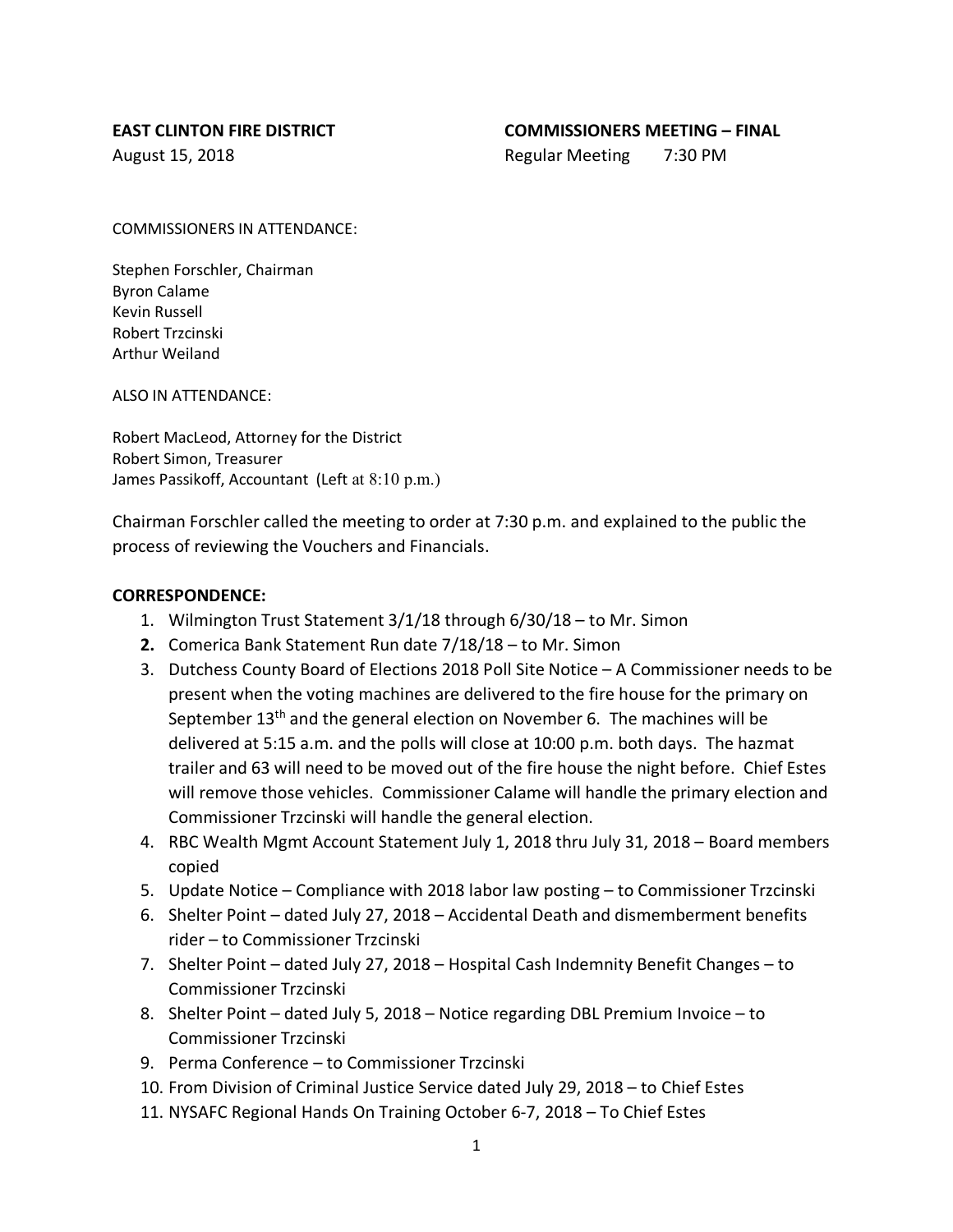**EAST CLINTON FIRE DISTRICT** **COMMISSIONERS MEETING – FINAL**

August 15, 2018 Regular Meeting 7:30 PM

COMMISSIONERS IN ATTENDANCE:

Stephen Forschler, Chairman
Byron Calame
Kevin Russell
Robert Trzcinski
Arthur Weiland

ALSO IN ATTENDANCE:

Robert MacLeod, Attorney for the District
Robert Simon, Treasurer
James Passikoff, Accountant (Left at 8:10 p.m.)

Chairman Forschler called the meeting to order at 7:30 p.m. and explained to the public the process of reviewing the Vouchers and Financials.

**CORRESPONDENCE:**

1. Wilmington Trust Statement 3/1/18 through 6/30/18 – to Mr. Simon
2. Comerica Bank Statement Run date 7/18/18 – to Mr. Simon
3. Dutchess County Board of Elections 2018 Poll Site Notice – A Commissioner needs to be present when the voting machines are delivered to the fire house for the primary on September 13th and the general election on November 6. The machines will be delivered at 5:15 a.m. and the polls will close at 10:00 p.m. both days. The hazmat trailer and 63 will need to be moved out of the fire house the night before. Chief Estes will remove those vehicles. Commissioner Calame will handle the primary election and Commissioner Trzcinski will handle the general election.
4. RBC Wealth Mgmt Account Statement July 1, 2018 thru July 31, 2018 – Board members copied
5. Update Notice – Compliance with 2018 labor law posting – to Commissioner Trzcinski
6. Shelter Point – dated July 27, 2018 – Accidental Death and dismemberment benefits rider – to Commissioner Trzcinski
7. Shelter Point – dated July 27, 2018 – Hospital Cash Indemnity Benefit Changes – to Commissioner Trzcinski
8. Shelter Point – dated July 5, 2018 – Notice regarding DBL Premium Invoice – to Commissioner Trzcinski
9. Perma Conference – to Commissioner Trzcinski
10. From Division of Criminal Justice Service dated July 29, 2018 – to Chief Estes
11. NYSAFC Regional Hands On Training October 6-7, 2018 – To Chief Estes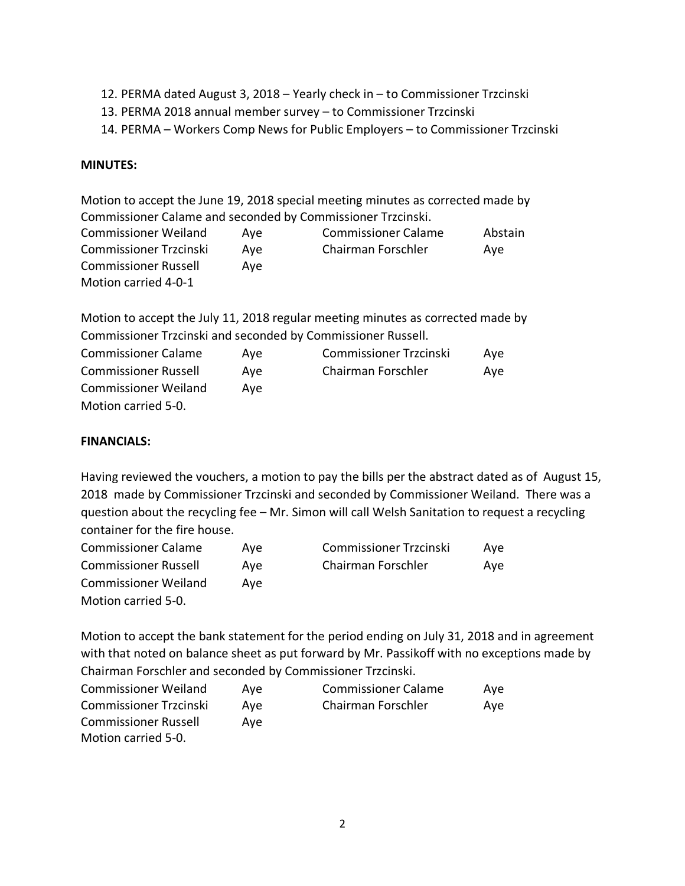12. PERMA dated August 3, 2018 – Yearly check in – to Commissioner Trzcinski
13. PERMA 2018 annual member survey – to Commissioner Trzcinski
14. PERMA – Workers Comp News for Public Employers – to Commissioner Trzcinski

**MINUTES:**

Motion to accept the June 19, 2018 special meeting minutes as corrected made by Commissioner Calame and seconded by Commissioner Trzcinski.

| | | | |
|---|---|---|---|
| Commissioner Weiland | Aye | Commissioner Calame | Abstain |
| Commissioner Trzcinski | Aye | Chairman Forschler | Aye |
| Commissioner Russell | Aye | | |

Motion carried 4-0-1

Motion to accept the July 11, 2018 regular meeting minutes as corrected made by Commissioner Trzcinski and seconded by Commissioner Russell.

| | | | |
|---|---|---|---|
| Commissioner Calame | Aye | Commissioner Trzcinski | Aye |
| Commissioner Russell | Aye | Chairman Forschler | Aye |
| Commissioner Weiland | Aye | | |

Motion carried 5-0.

**FINANCIALS:**

Having reviewed the vouchers, a motion to pay the bills per the abstract dated as of August 15, 2018 made by Commissioner Trzcinski and seconded by Commissioner Weiland. There was a question about the recycling fee – Mr. Simon will call Welsh Sanitation to request a recycling container for the fire house.

| | | | |
|---|---|---|---|
| Commissioner Calame | Aye | Commissioner Trzcinski | Aye |
| Commissioner Russell | Aye | Chairman Forschler | Aye |
| Commissioner Weiland | Aye | | |

Motion carried 5-0.

Motion to accept the bank statement for the period ending on July 31, 2018 and in agreement with that noted on balance sheet as put forward by Mr. Passikoff with no exceptions made by Chairman Forschler and seconded by Commissioner Trzcinski.

| | | | |
|---|---|---|---|
| Commissioner Weiland | Aye | Commissioner Calame | Aye |
| Commissioner Trzcinski | Aye | Chairman Forschler | Aye |
| Commissioner Russell | Aye | | |

Motion carried 5-0.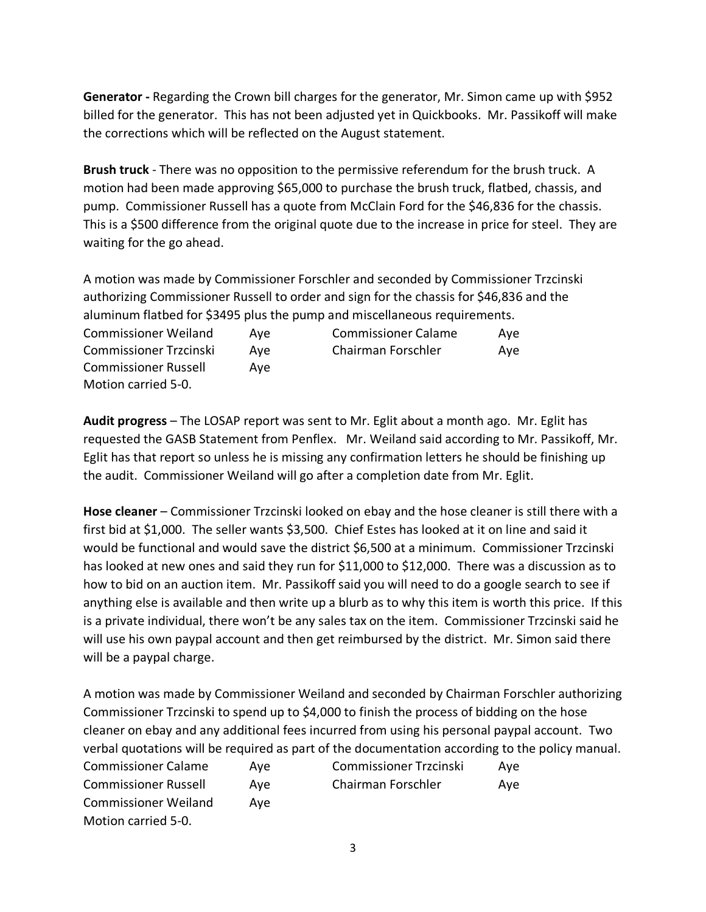**Generator -** Regarding the Crown bill charges for the generator, Mr. Simon came up with $952 billed for the generator. This has not been adjusted yet in Quickbooks. Mr. Passikoff will make the corrections which will be reflected on the August statement.

**Brush truck** - There was no opposition to the permissive referendum for the brush truck. A motion had been made approving $65,000 to purchase the brush truck, flatbed, chassis, and pump. Commissioner Russell has a quote from McClain Ford for the $46,836 for the chassis. This is a $500 difference from the original quote due to the increase in price for steel. They are waiting for the go ahead.

A motion was made by Commissioner Forschler and seconded by Commissioner Trzcinski authorizing Commissioner Russell to order and sign for the chassis for $46,836 and the aluminum flatbed for $3495 plus the pump and miscellaneous requirements.

| | | | |
|---|---|---|---|
| Commissioner Weiland | Aye | Commissioner Calame | Aye |
| Commissioner Trzcinski | Aye | Chairman Forschler | Aye |
| Commissioner Russell | Aye | | |

Motion carried 5-0.

**Audit progress** – The LOSAP report was sent to Mr. Eglit about a month ago. Mr. Eglit has requested the GASB Statement from Penflex. Mr. Weiland said according to Mr. Passikoff, Mr. Eglit has that report so unless he is missing any confirmation letters he should be finishing up the audit. Commissioner Weiland will go after a completion date from Mr. Eglit.

**Hose cleaner** – Commissioner Trzcinski looked on ebay and the hose cleaner is still there with a first bid at $1,000. The seller wants $3,500. Chief Estes has looked at it on line and said it would be functional and would save the district $6,500 at a minimum. Commissioner Trzcinski has looked at new ones and said they run for $11,000 to $12,000. There was a discussion as to how to bid on an auction item. Mr. Passikoff said you will need to do a google search to see if anything else is available and then write up a blurb as to why this item is worth this price. If this is a private individual, there won't be any sales tax on the item. Commissioner Trzcinski said he will use his own paypal account and then get reimbursed by the district. Mr. Simon said there will be a paypal charge.

A motion was made by Commissioner Weiland and seconded by Chairman Forschler authorizing Commissioner Trzcinski to spend up to $4,000 to finish the process of bidding on the hose cleaner on ebay and any additional fees incurred from using his personal paypal account. Two verbal quotations will be required as part of the documentation according to the policy manual.

| | | | |
|---|---|---|---|
| Commissioner Calame | Aye | Commissioner Trzcinski | Aye |
| Commissioner Russell | Aye | Chairman Forschler | Aye |
| Commissioner Weiland | Aye | | |

Motion carried 5-0.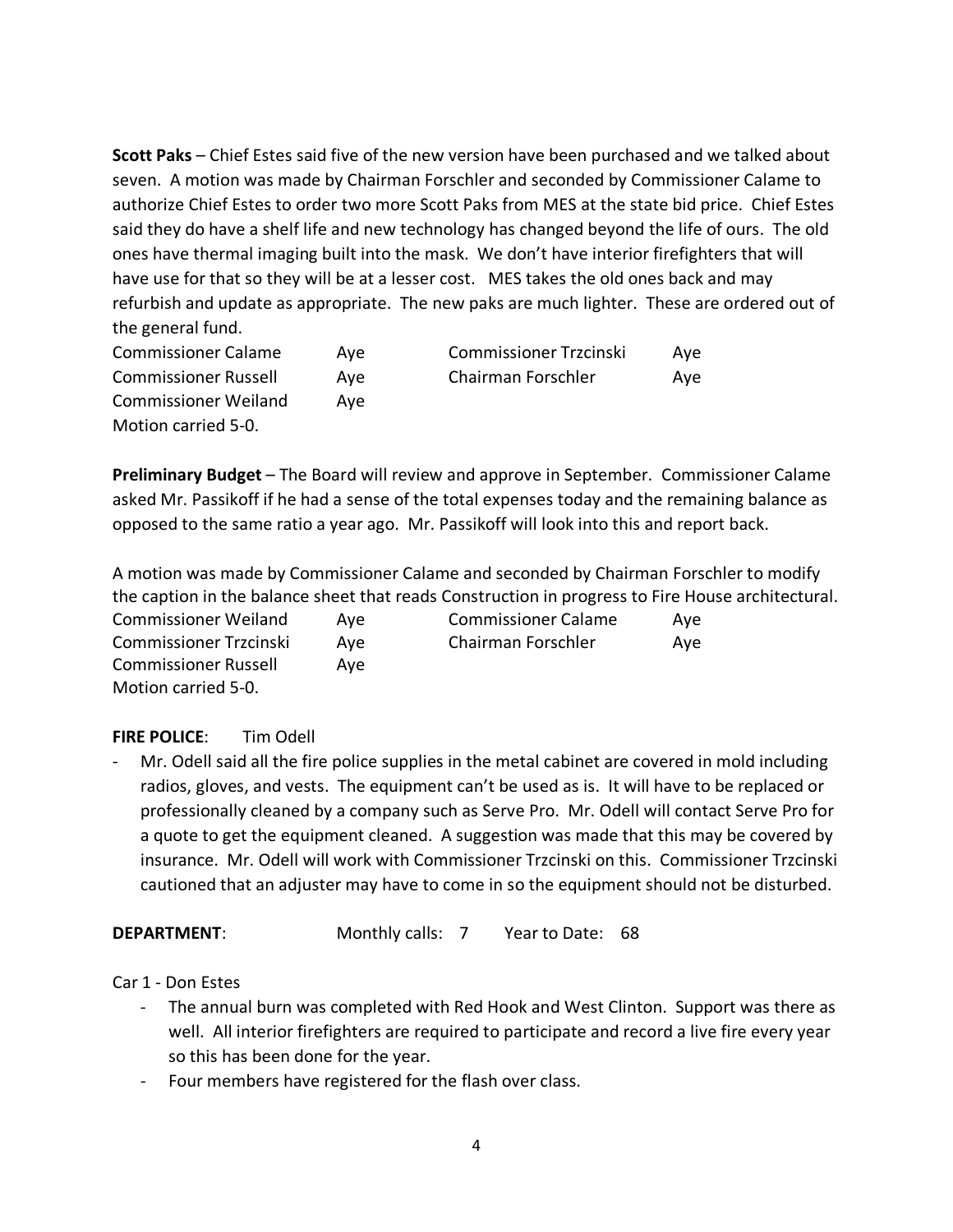**Scott Paks** – Chief Estes said five of the new version have been purchased and we talked about seven. A motion was made by Chairman Forschler and seconded by Commissioner Calame to authorize Chief Estes to order two more Scott Paks from MES at the state bid price. Chief Estes said they do have a shelf life and new technology has changed beyond the life of ours. The old ones have thermal imaging built into the mask. We don't have interior firefighters that will have use for that so they will be at a lesser cost. MES takes the old ones back and may refurbish and update as appropriate. The new paks are much lighter. These are ordered out of the general fund.

| | | | |
|---|---|---|---|
| Commissioner Calame | Aye | Commissioner Trzcinski | Aye |
| Commissioner Russell | Aye | Chairman Forschler | Aye |
| Commissioner Weiland | Aye | | |

Motion carried 5-0.

**Preliminary Budget** – The Board will review and approve in September. Commissioner Calame asked Mr. Passikoff if he had a sense of the total expenses today and the remaining balance as opposed to the same ratio a year ago. Mr. Passikoff will look into this and report back.

A motion was made by Commissioner Calame and seconded by Chairman Forschler to modify the caption in the balance sheet that reads Construction in progress to Fire House architectural.

| | | | |
|---|---|---|---|
| Commissioner Weiland | Aye | Commissioner Calame | Aye |
| Commissioner Trzcinski | Aye | Chairman Forschler | Aye |
| Commissioner Russell | Aye | | |

Motion carried 5-0.

**FIRE POLICE**: Tim Odell

- Mr. Odell said all the fire police supplies in the metal cabinet are covered in mold including radios, gloves, and vests. The equipment can't be used as is. It will have to be replaced or professionally cleaned by a company such as Serve Pro. Mr. Odell will contact Serve Pro for a quote to get the equipment cleaned. A suggestion was made that this may be covered by insurance. Mr. Odell will work with Commissioner Trzcinski on this. Commissioner Trzcinski cautioned that an adjuster may have to come in so the equipment should not be disturbed.

**DEPARTMENT**: Monthly calls: 7 Year to Date: 68

Car 1 - Don Estes

- The annual burn was completed with Red Hook and West Clinton. Support was there as well. All interior firefighters are required to participate and record a live fire every year so this has been done for the year.
- Four members have registered for the flash over class.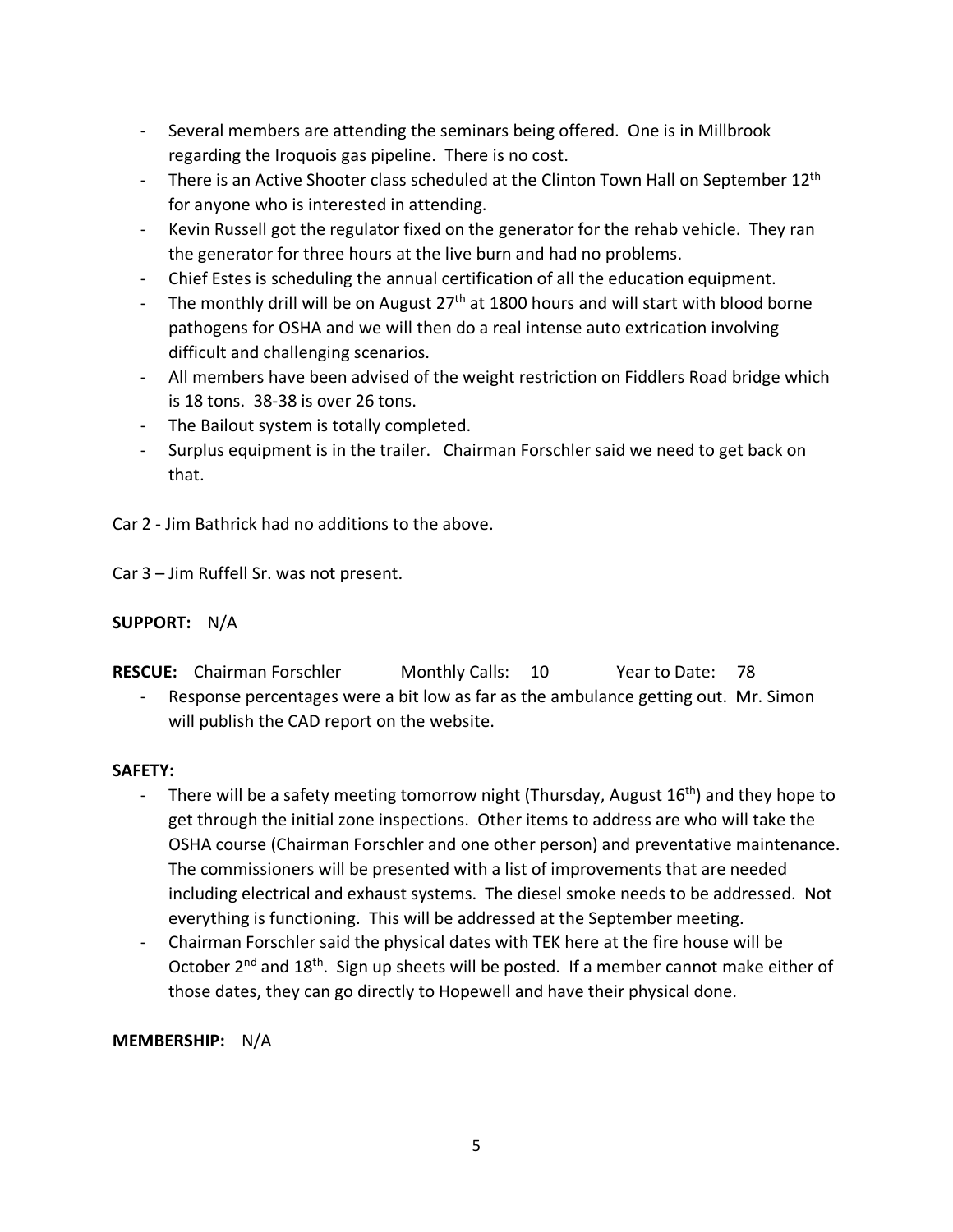- Several members are attending the seminars being offered. One is in Millbrook regarding the Iroquois gas pipeline. There is no cost.
- There is an Active Shooter class scheduled at the Clinton Town Hall on September 12th for anyone who is interested in attending.
- Kevin Russell got the regulator fixed on the generator for the rehab vehicle. They ran the generator for three hours at the live burn and had no problems.
- Chief Estes is scheduling the annual certification of all the education equipment.
- The monthly drill will be on August 27th at 1800 hours and will start with blood borne pathogens for OSHA and we will then do a real intense auto extrication involving difficult and challenging scenarios.
- All members have been advised of the weight restriction on Fiddlers Road bridge which is 18 tons. 38-38 is over 26 tons.
- The Bailout system is totally completed.
- Surplus equipment is in the trailer. Chairman Forschler said we need to get back on that.

Car 2 - Jim Bathrick had no additions to the above.

Car 3 – Jim Ruffell Sr. was not present.

**SUPPORT:** N/A

**RESCUE:** Chairman Forschler Monthly Calls: 10 Year to Date: 78

- Response percentages were a bit low as far as the ambulance getting out. Mr. Simon will publish the CAD report on the website.

**SAFETY:**

- There will be a safety meeting tomorrow night (Thursday, August 16th) and they hope to get through the initial zone inspections. Other items to address are who will take the OSHA course (Chairman Forschler and one other person) and preventative maintenance. The commissioners will be presented with a list of improvements that are needed including electrical and exhaust systems. The diesel smoke needs to be addressed. Not everything is functioning. This will be addressed at the September meeting.
- Chairman Forschler said the physical dates with TEK here at the fire house will be October 2nd and 18th. Sign up sheets will be posted. If a member cannot make either of those dates, they can go directly to Hopewell and have their physical done.

**MEMBERSHIP:** N/A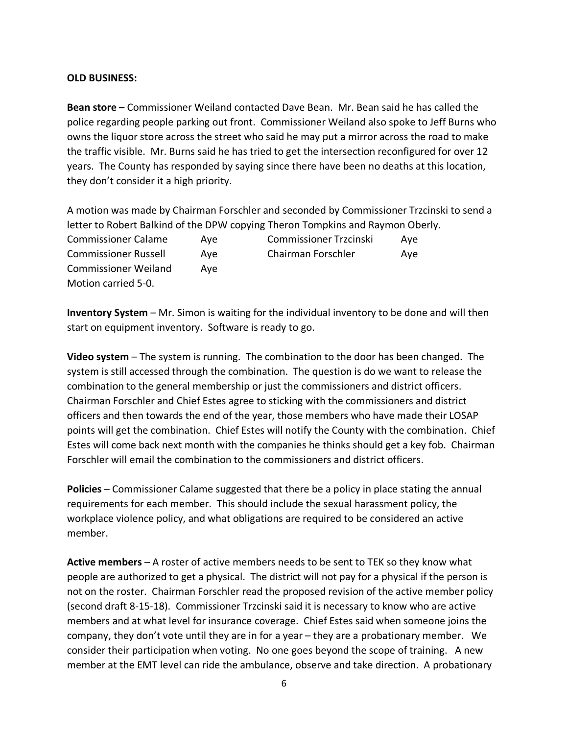**OLD BUSINESS:**

**Bean store –** Commissioner Weiland contacted Dave Bean. Mr. Bean said he has called the police regarding people parking out front. Commissioner Weiland also spoke to Jeff Burns who owns the liquor store across the street who said he may put a mirror across the road to make the traffic visible. Mr. Burns said he has tried to get the intersection reconfigured for over 12 years. The County has responded by saying since there have been no deaths at this location, they don't consider it a high priority.

A motion was made by Chairman Forschler and seconded by Commissioner Trzcinski to send a letter to Robert Balkind of the DPW copying Theron Tompkins and Raymon Oberly.

| | | | |
|---|---|---|---|
| Commissioner Calame | Aye | Commissioner Trzcinski | Aye |
| Commissioner Russell | Aye | Chairman Forschler | Aye |
| Commissioner Weiland | Aye | | |

Motion carried 5-0.

**Inventory System** – Mr. Simon is waiting for the individual inventory to be done and will then start on equipment inventory. Software is ready to go.

**Video system** – The system is running. The combination to the door has been changed. The system is still accessed through the combination. The question is do we want to release the combination to the general membership or just the commissioners and district officers. Chairman Forschler and Chief Estes agree to sticking with the commissioners and district officers and then towards the end of the year, those members who have made their LOSAP points will get the combination. Chief Estes will notify the County with the combination. Chief Estes will come back next month with the companies he thinks should get a key fob. Chairman Forschler will email the combination to the commissioners and district officers.

**Policies** – Commissioner Calame suggested that there be a policy in place stating the annual requirements for each member. This should include the sexual harassment policy, the workplace violence policy, and what obligations are required to be considered an active member.

**Active members** – A roster of active members needs to be sent to TEK so they know what people are authorized to get a physical. The district will not pay for a physical if the person is not on the roster. Chairman Forschler read the proposed revision of the active member policy (second draft 8-15-18). Commissioner Trzcinski said it is necessary to know who are active members and at what level for insurance coverage. Chief Estes said when someone joins the company, they don't vote until they are in for a year – they are a probationary member. We consider their participation when voting. No one goes beyond the scope of training. A new member at the EMT level can ride the ambulance, observe and take direction. A probationary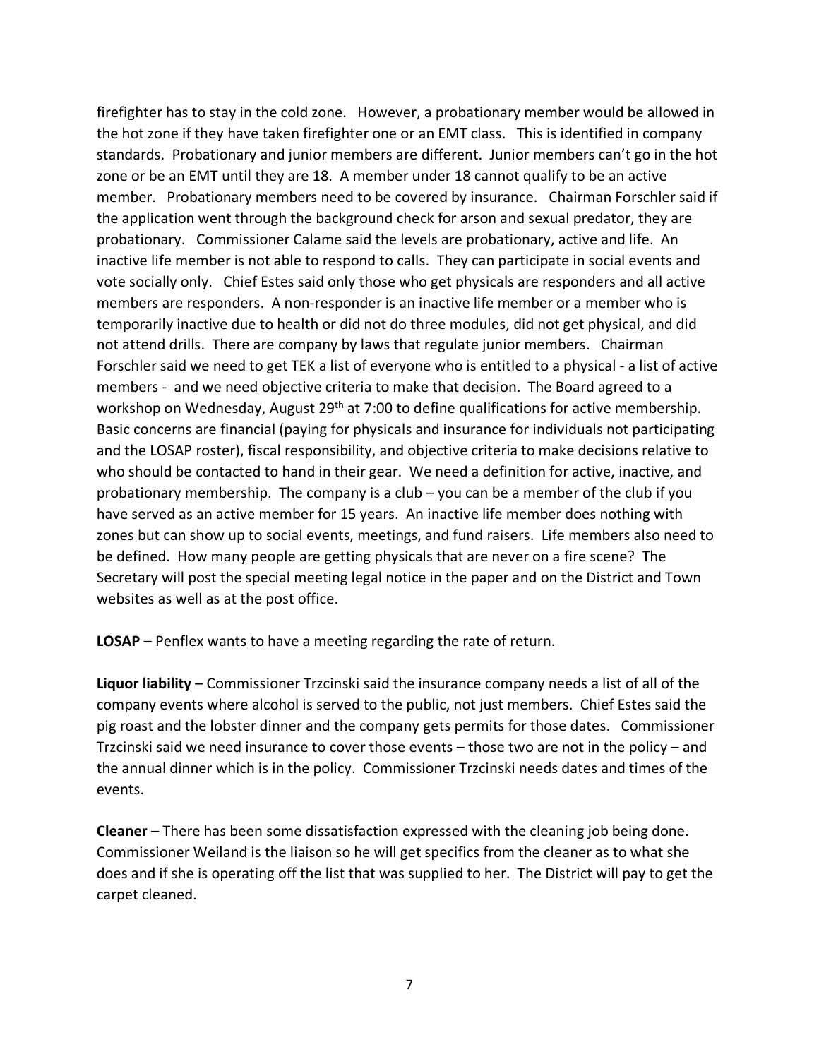firefighter has to stay in the cold zone. However, a probationary member would be allowed in the hot zone if they have taken firefighter one or an EMT class. This is identified in company standards. Probationary and junior members are different. Junior members can't go in the hot zone or be an EMT until they are 18. A member under 18 cannot qualify to be an active member. Probationary members need to be covered by insurance. Chairman Forschler said if the application went through the background check for arson and sexual predator, they are probationary. Commissioner Calame said the levels are probationary, active and life. An inactive life member is not able to respond to calls. They can participate in social events and vote socially only. Chief Estes said only those who get physicals are responders and all active members are responders. A non-responder is an inactive life member or a member who is temporarily inactive due to health or did not do three modules, did not get physical, and did not attend drills. There are company by laws that regulate junior members. Chairman Forschler said we need to get TEK a list of everyone who is entitled to a physical - a list of active members - and we need objective criteria to make that decision. The Board agreed to a workshop on Wednesday, August 29th at 7:00 to define qualifications for active membership. Basic concerns are financial (paying for physicals and insurance for individuals not participating and the LOSAP roster), fiscal responsibility, and objective criteria to make decisions relative to who should be contacted to hand in their gear. We need a definition for active, inactive, and probationary membership. The company is a club – you can be a member of the club if you have served as an active member for 15 years. An inactive life member does nothing with zones but can show up to social events, meetings, and fund raisers. Life members also need to be defined. How many people are getting physicals that are never on a fire scene? The Secretary will post the special meeting legal notice in the paper and on the District and Town websites as well as at the post office.

**LOSAP** – Penflex wants to have a meeting regarding the rate of return.

**Liquor liability** – Commissioner Trzcinski said the insurance company needs a list of all of the company events where alcohol is served to the public, not just members. Chief Estes said the pig roast and the lobster dinner and the company gets permits for those dates. Commissioner Trzcinski said we need insurance to cover those events – those two are not in the policy – and the annual dinner which is in the policy. Commissioner Trzcinski needs dates and times of the events.

**Cleaner** – There has been some dissatisfaction expressed with the cleaning job being done. Commissioner Weiland is the liaison so he will get specifics from the cleaner as to what she does and if she is operating off the list that was supplied to her. The District will pay to get the carpet cleaned.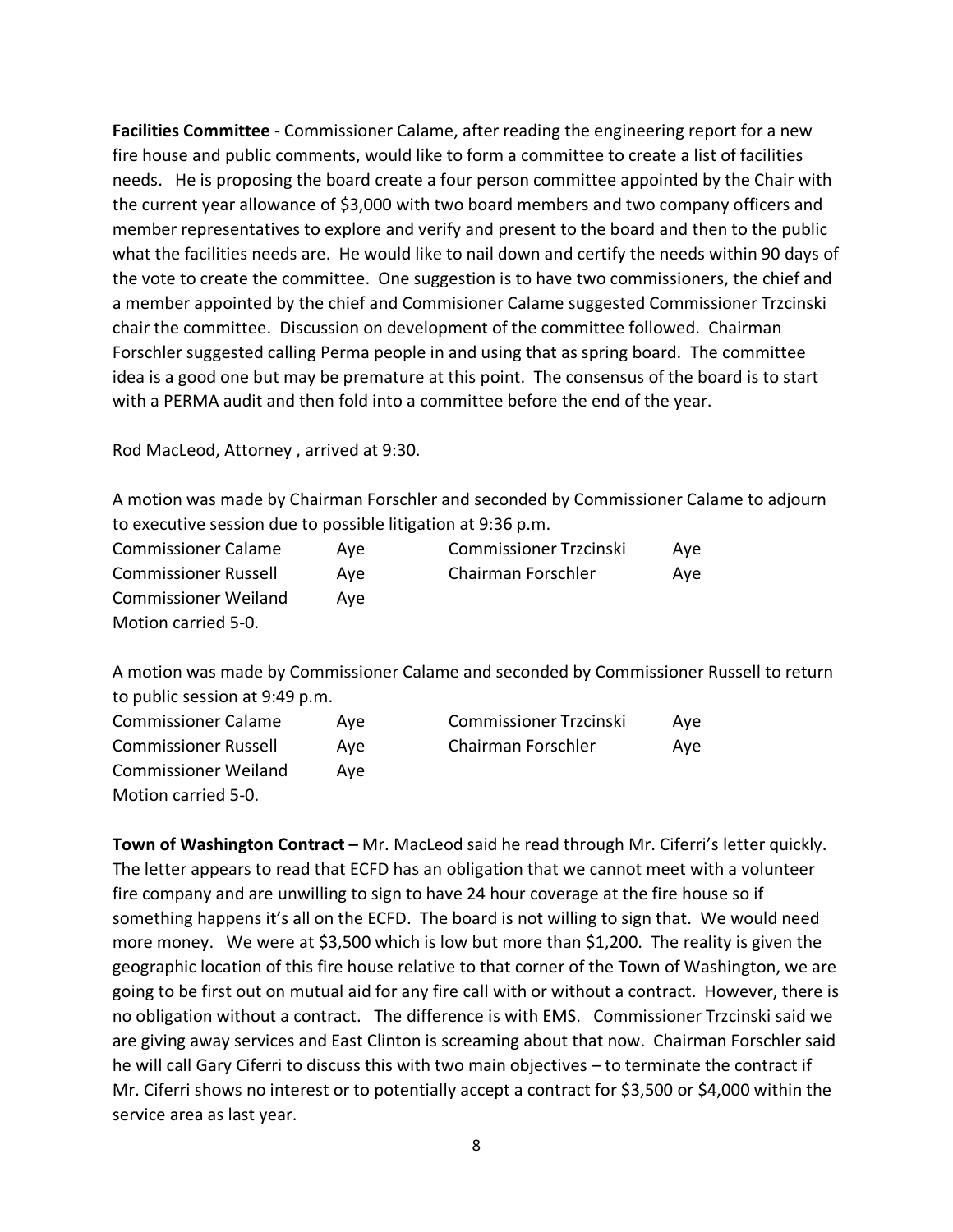**Facilities Committee** - Commissioner Calame, after reading the engineering report for a new fire house and public comments, would like to form a committee to create a list of facilities needs. He is proposing the board create a four person committee appointed by the Chair with the current year allowance of $3,000 with two board members and two company officers and member representatives to explore and verify and present to the board and then to the public what the facilities needs are. He would like to nail down and certify the needs within 90 days of the vote to create the committee. One suggestion is to have two commissioners, the chief and a member appointed by the chief and Commisioner Calame suggested Commissioner Trzcinski chair the committee. Discussion on development of the committee followed. Chairman Forschler suggested calling Perma people in and using that as spring board. The committee idea is a good one but may be premature at this point. The consensus of the board is to start with a PERMA audit and then fold into a committee before the end of the year.

Rod MacLeod, Attorney , arrived at 9:30.

A motion was made by Chairman Forschler and seconded by Commissioner Calame to adjourn to executive session due to possible litigation at 9:36 p.m.

| | | | |
|---|---|---|---|
| Commissioner Calame | Aye | Commissioner Trzcinski | Aye |
| Commissioner Russell | Aye | Chairman Forschler | Aye |
| Commissioner Weiland | Aye | | |

Motion carried 5-0.

A motion was made by Commissioner Calame and seconded by Commissioner Russell to return to public session at 9:49 p.m.

| | | | |
|---|---|---|---|
| Commissioner Calame | Aye | Commissioner Trzcinski | Aye |
| Commissioner Russell | Aye | Chairman Forschler | Aye |
| Commissioner Weiland | Aye | | |

Motion carried 5-0.

**Town of Washington Contract –** Mr. MacLeod said he read through Mr. Ciferri's letter quickly. The letter appears to read that ECFD has an obligation that we cannot meet with a volunteer fire company and are unwilling to sign to have 24 hour coverage at the fire house so if something happens it's all on the ECFD. The board is not willing to sign that. We would need more money. We were at $3,500 which is low but more than $1,200. The reality is given the geographic location of this fire house relative to that corner of the Town of Washington, we are going to be first out on mutual aid for any fire call with or without a contract. However, there is no obligation without a contract. The difference is with EMS. Commissioner Trzcinski said we are giving away services and East Clinton is screaming about that now. Chairman Forschler said he will call Gary Ciferri to discuss this with two main objectives – to terminate the contract if Mr. Ciferri shows no interest or to potentially accept a contract for $3,500 or $4,000 within the service area as last year.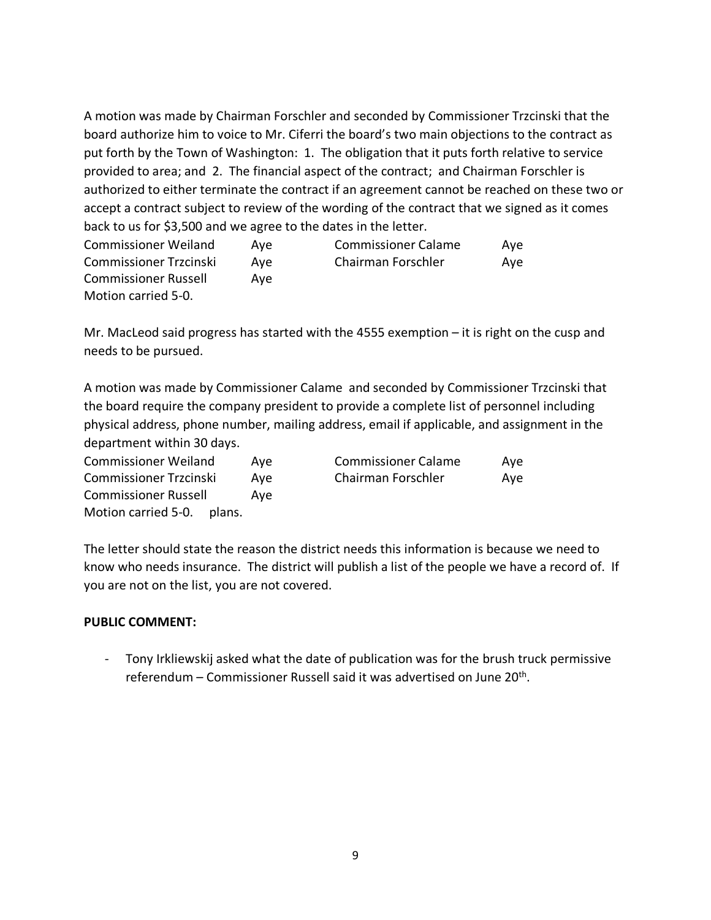A motion was made by Chairman Forschler and seconded by Commissioner Trzcinski that the board authorize him to voice to Mr. Ciferri the board's two main objections to the contract as put forth by the Town of Washington: 1. The obligation that it puts forth relative to service provided to area; and 2. The financial aspect of the contract; and Chairman Forschler is authorized to either terminate the contract if an agreement cannot be reached on these two or accept a contract subject to review of the wording of the contract that we signed as it comes back to us for $3,500 and we agree to the dates in the letter.

| | | | |
|---|---|---|---|
| Commissioner Weiland | Aye | Commissioner Calame | Aye |
| Commissioner Trzcinski | Aye | Chairman Forschler | Aye |
| Commissioner Russell | Aye | | |

Motion carried 5-0.

Mr. MacLeod said progress has started with the 4555 exemption – it is right on the cusp and needs to be pursued.

A motion was made by Commissioner Calame and seconded by Commissioner Trzcinski that the board require the company president to provide a complete list of personnel including physical address, phone number, mailing address, email if applicable, and assignment in the department within 30 days.

| | | | |
|---|---|---|---|
| Commissioner Weiland | Aye | Commissioner Calame | Aye |
| Commissioner Trzcinski | Aye | Chairman Forschler | Aye |
| Commissioner Russell | Aye | | |

Motion carried 5-0. plans.

The letter should state the reason the district needs this information is because we need to know who needs insurance. The district will publish a list of the people we have a record of. If you are not on the list, you are not covered.

**PUBLIC COMMENT:**

- Tony Irkliewskij asked what the date of publication was for the brush truck permissive referendum – Commissioner Russell said it was advertised on June 20th.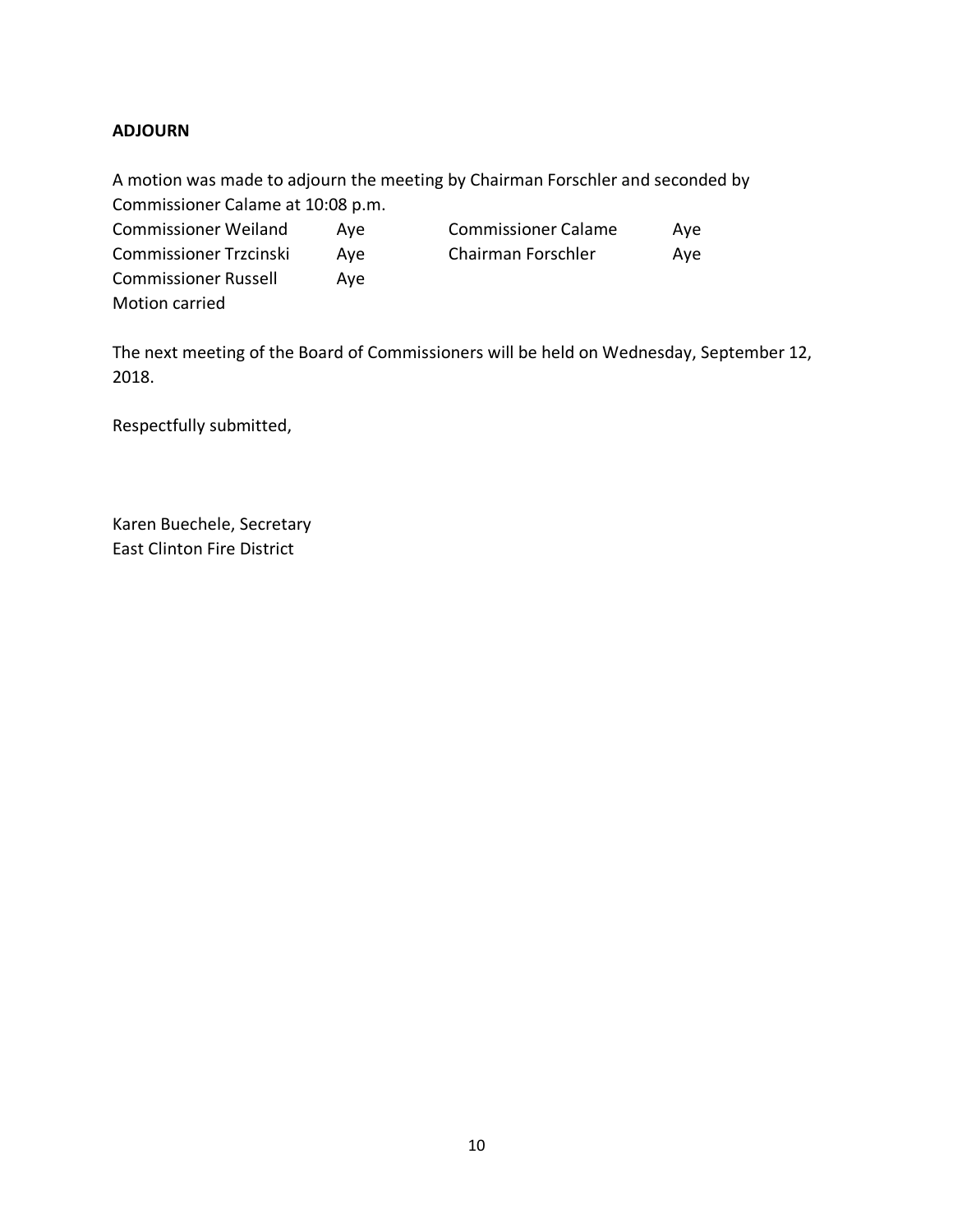**ADJOURN**

A motion was made to adjourn the meeting by Chairman Forschler and seconded by Commissioner Calame at 10:08 p.m.

| | | | |
|---|---|---|---|
| Commissioner Weiland | Aye | Commissioner Calame | Aye |
| Commissioner Trzcinski | Aye | Chairman Forschler | Aye |
| Commissioner Russell | Aye | | |

Motion carried

The next meeting of the Board of Commissioners will be held on Wednesday, September 12, 2018.

Respectfully submitted,

Karen Buechele, Secretary
East Clinton Fire District